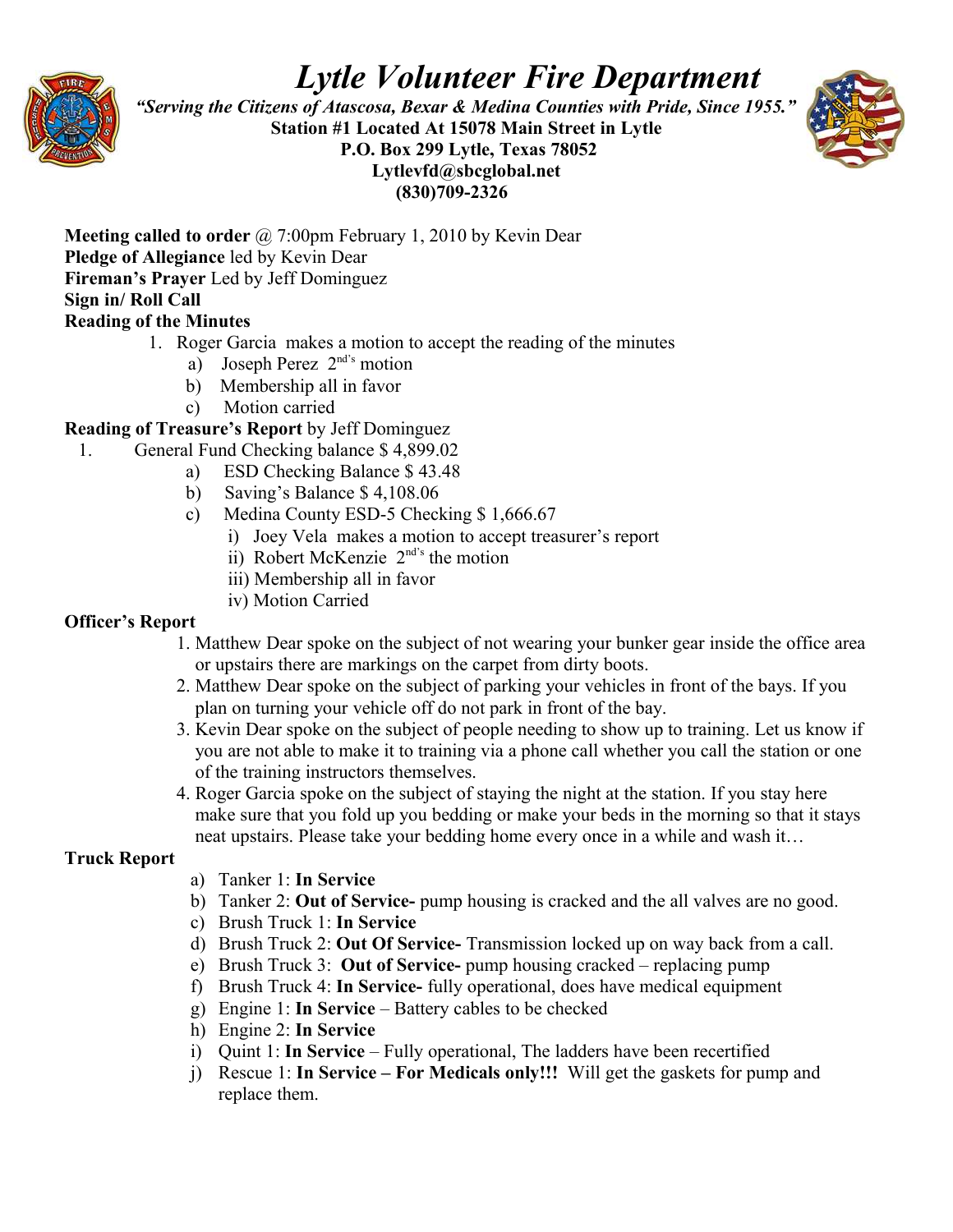# *Lytle Volunteer Fire Department*

***"Serving the Citizens of Atascosa, Bexar & Medina Counties with Pride, Since 1955."***

**Station #1 Located At 15078 Main Street in Lytle**
**P.O. Box 299 Lytle, Texas 78052**
**Lytlevfd@sbcglobal.net**
**(830)709-2326**

**Meeting called to order** @ 7:00pm February 1, 2010 by Kevin Dear
**Pledge of Allegiance** led by Kevin Dear
**Fireman's Prayer** Led by Jeff Dominguez
**Sign in/ Roll Call**
**Reading of the Minutes**

1. Roger Garcia makes a motion to accept the reading of the minutes
   - a) Joseph Perez 2nd's motion
   - b) Membership all in favor
   - c) Motion carried

**Reading of Treasure's Report** by Jeff Dominguez

1. General Fund Checking balance $ 4,899.02
   - a) ESD Checking Balance $ 43.48
   - b) Saving's Balance $ 4,108.06
   - c) Medina County ESD-5 Checking $ 1,666.67
     - i) Joey Vela makes a motion to accept treasurer's report
     - ii) Robert McKenzie 2nd's the motion
     - iii) Membership all in favor
     - iv) Motion Carried

**Officer's Report**

1. Matthew Dear spoke on the subject of not wearing your bunker gear inside the office area or upstairs there are markings on the carpet from dirty boots.
2. Matthew Dear spoke on the subject of parking your vehicles in front of the bays. If you plan on turning your vehicle off do not park in front of the bay.
3. Kevin Dear spoke on the subject of people needing to show up to training. Let us know if you are not able to make it to training via a phone call whether you call the station or one of the training instructors themselves.
4. Roger Garcia spoke on the subject of staying the night at the station. If you stay here make sure that you fold up you bedding or make your beds in the morning so that it stays neat upstairs. Please take your bedding home every once in a while and wash it…

**Truck Report**

- a) Tanker 1: **In Service**
- b) Tanker 2: **Out of Service-** pump housing is cracked and the all valves are no good.
- c) Brush Truck 1: **In Service**
- d) Brush Truck 2: **Out Of Service-** Transmission locked up on way back from a call.
- e) Brush Truck 3: **Out of Service-** pump housing cracked – replacing pump
- f) Brush Truck 4: **In Service-** fully operational, does have medical equipment
- g) Engine 1: **In Service** – Battery cables to be checked
- h) Engine 2: **In Service**
- i) Quint 1: **In Service** – Fully operational, The ladders have been recertified
- j) Rescue 1: **In Service – For Medicals only!!!** Will get the gaskets for pump and replace them.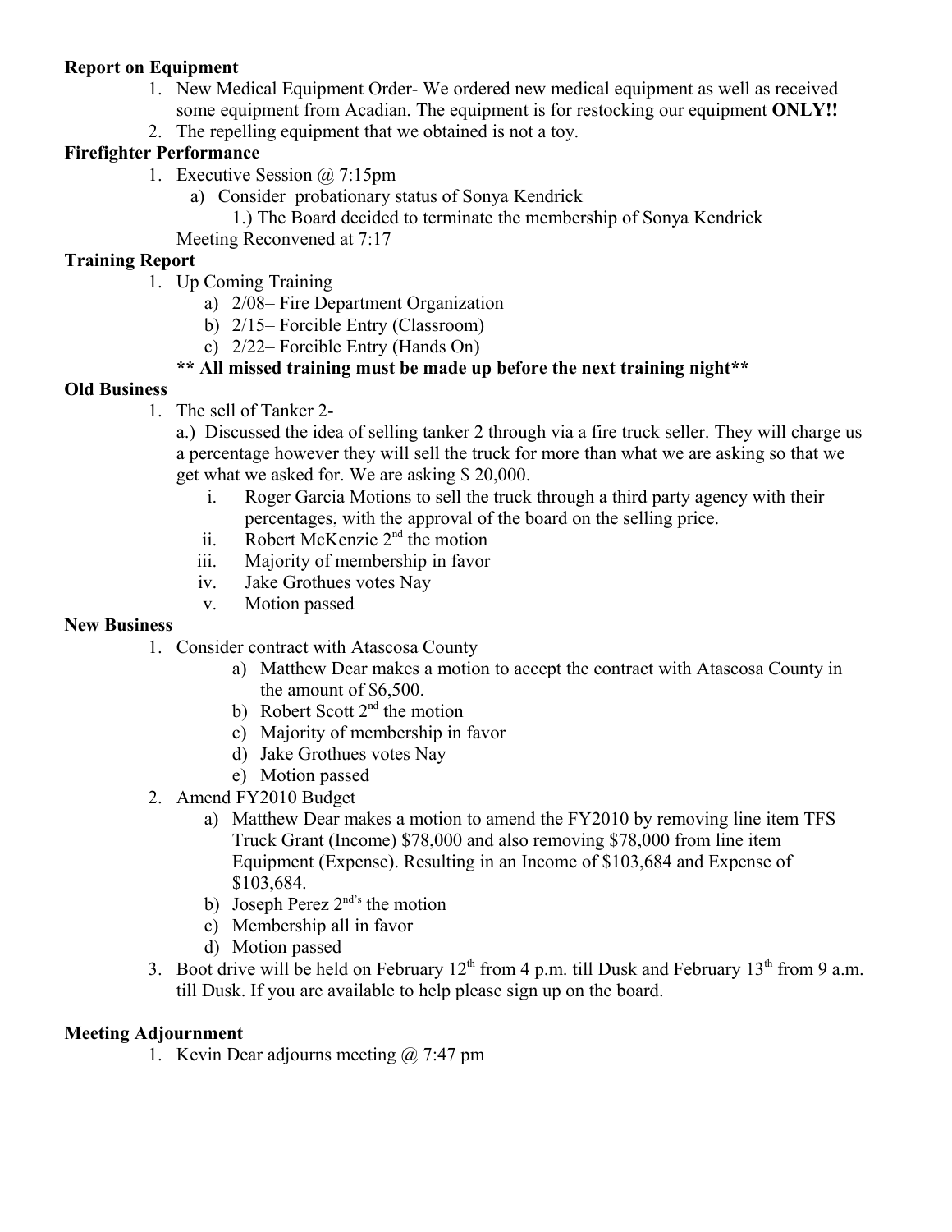**Report on Equipment**

1. New Medical Equipment Order- We ordered new medical equipment as well as received some equipment from Acadian. The equipment is for restocking our equipment **ONLY!!**
2. The repelling equipment that we obtained is not a toy.

**Firefighter Performance**

1. Executive Session @ 7:15pm
   a) Consider probationary status of Sonya Kendrick
      1.) The Board decided to terminate the membership of Sonya Kendrick

   Meeting Reconvened at 7:17

**Training Report**

1. Up Coming Training
   a) 2/08– Fire Department Organization
   b) 2/15– Forcible Entry (Classroom)
   c) 2/22– Forcible Entry (Hands On)

   **\*\* All missed training must be made up before the next training night\*\***

**Old Business**

1. The sell of Tanker 2-

   a.) Discussed the idea of selling tanker 2 through via a fire truck seller. They will charge us a percentage however they will sell the truck for more than what we are asking so that we get what we asked for. We are asking $ 20,000.

   i. Roger Garcia Motions to sell the truck through a third party agency with their percentages, with the approval of the board on the selling price.
   ii. Robert McKenzie 2nd the motion
   iii. Majority of membership in favor
   iv. Jake Grothues votes Nay
   v. Motion passed

**New Business**

1. Consider contract with Atascosa County
   a) Matthew Dear makes a motion to accept the contract with Atascosa County in the amount of $6,500.
   b) Robert Scott 2nd the motion
   c) Majority of membership in favor
   d) Jake Grothues votes Nay
   e) Motion passed
2. Amend FY2010 Budget
   a) Matthew Dear makes a motion to amend the FY2010 by removing line item TFS Truck Grant (Income) $78,000 and also removing $78,000 from line item Equipment (Expense). Resulting in an Income of $103,684 and Expense of $103,684.
   b) Joseph Perez 2nd's the motion
   c) Membership all in favor
   d) Motion passed
3. Boot drive will be held on February 12th from 4 p.m. till Dusk and February 13th from 9 a.m. till Dusk. If you are available to help please sign up on the board.

**Meeting Adjournment**

1. Kevin Dear adjourns meeting @ 7:47 pm